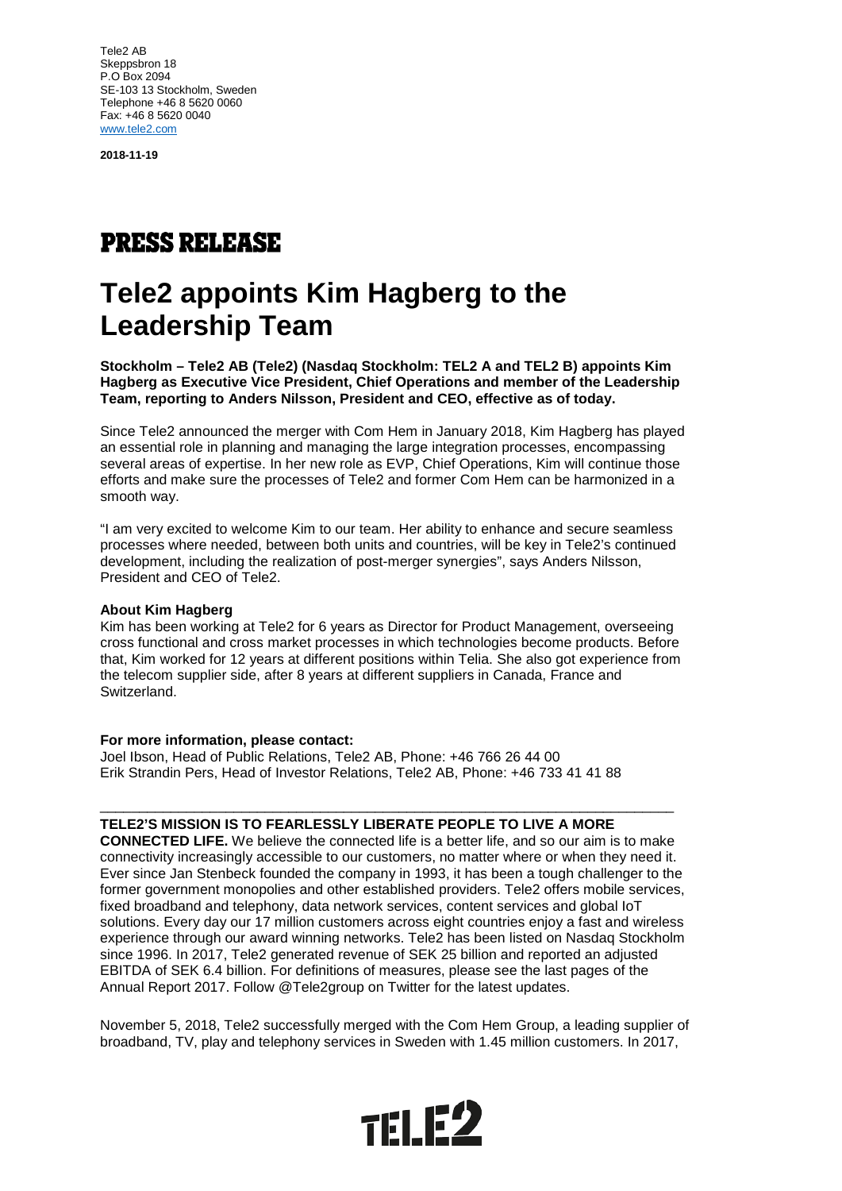Tele2 AB
Skeppsbron 18
P.O Box 2094
SE-103 13 Stockholm, Sweden
Telephone +46 8 5620 0060
Fax: +46 8 5620 0040
www.tele2.com

**2018-11-19**

# PRESS RELEASE

# Tele2 appoints Kim Hagberg to the Leadership Team

**Stockholm – Tele2 AB (Tele2) (Nasdaq Stockholm: TEL2 A and TEL2 B) appoints Kim Hagberg as Executive Vice President, Chief Operations and member of the Leadership Team, reporting to Anders Nilsson, President and CEO, effective as of today.**

Since Tele2 announced the merger with Com Hem in January 2018, Kim Hagberg has played an essential role in planning and managing the large integration processes, encompassing several areas of expertise. In her new role as EVP, Chief Operations, Kim will continue those efforts and make sure the processes of Tele2 and former Com Hem can be harmonized in a smooth way.

"I am very excited to welcome Kim to our team. Her ability to enhance and secure seamless processes where needed, between both units and countries, will be key in Tele2's continued development, including the realization of post-merger synergies", says Anders Nilsson, President and CEO of Tele2.

**About Kim Hagberg**
Kim has been working at Tele2 for 6 years as Director for Product Management, overseeing cross functional and cross market processes in which technologies become products. Before that, Kim worked for 12 years at different positions within Telia. She also got experience from the telecom supplier side, after 8 years at different suppliers in Canada, France and Switzerland.

**For more information, please contact:**
Joel Ibson, Head of Public Relations, Tele2 AB, Phone: +46 766 26 44 00
Erik Strandin Pers, Head of Investor Relations, Tele2 AB, Phone: +46 733 41 41 88

---

**TELE2'S MISSION IS TO FEARLESSLY LIBERATE PEOPLE TO LIVE A MORE CONNECTED LIFE.** We believe the connected life is a better life, and so our aim is to make connectivity increasingly accessible to our customers, no matter where or when they need it. Ever since Jan Stenbeck founded the company in 1993, it has been a tough challenger to the former government monopolies and other established providers. Tele2 offers mobile services, fixed broadband and telephony, data network services, content services and global IoT solutions. Every day our 17 million customers across eight countries enjoy a fast and wireless experience through our award winning networks. Tele2 has been listed on Nasdaq Stockholm since 1996. In 2017, Tele2 generated revenue of SEK 25 billion and reported an adjusted EBITDA of SEK 6.4 billion. For definitions of measures, please see the last pages of the Annual Report 2017. Follow @Tele2group on Twitter for the latest updates.

November 5, 2018, Tele2 successfully merged with the Com Hem Group, a leading supplier of broadband, TV, play and telephony services in Sweden with 1.45 million customers. In 2017,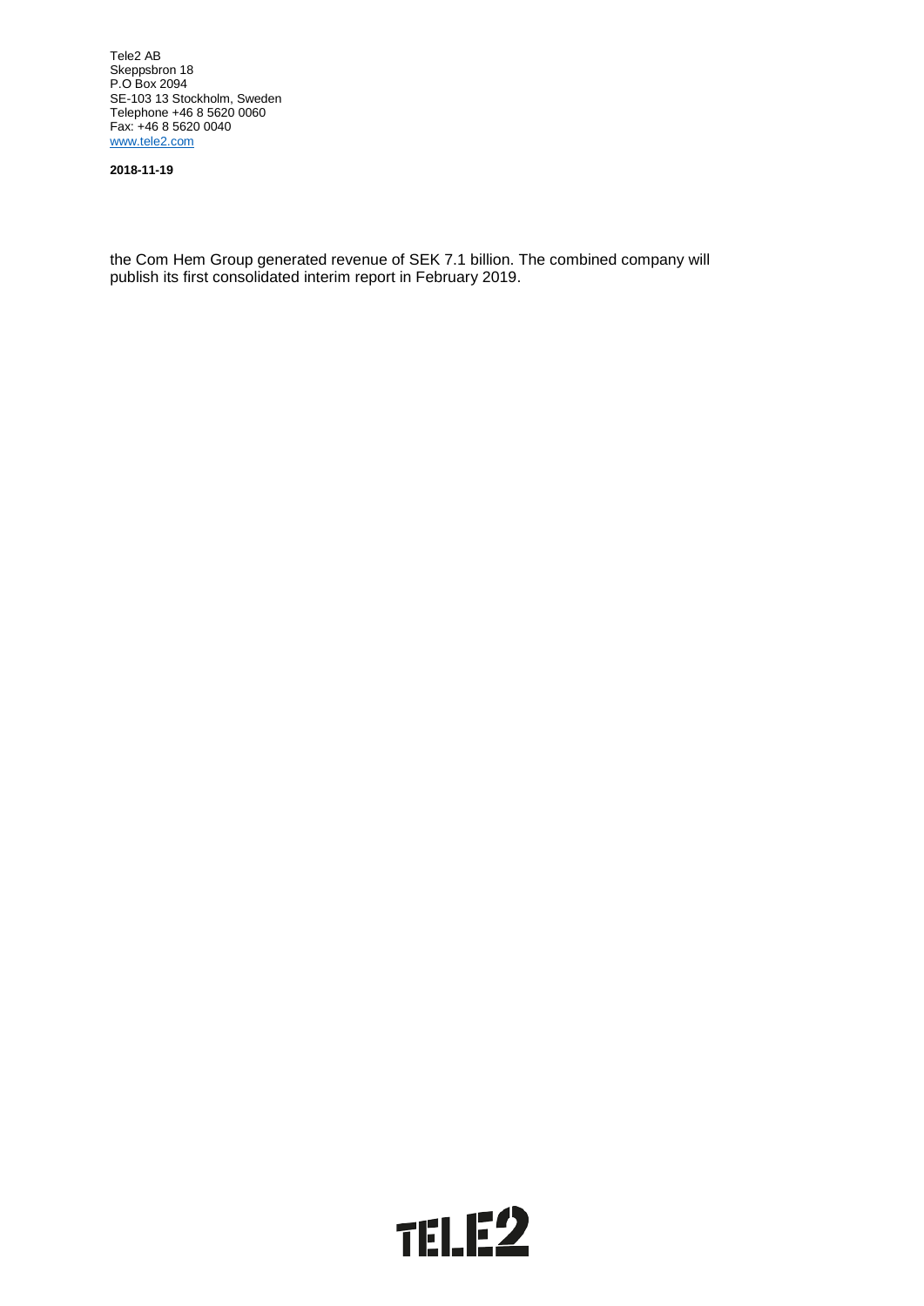the Com Hem Group generated revenue of SEK 7.1 billion. The combined company will publish its first consolidated interim report in February 2019.